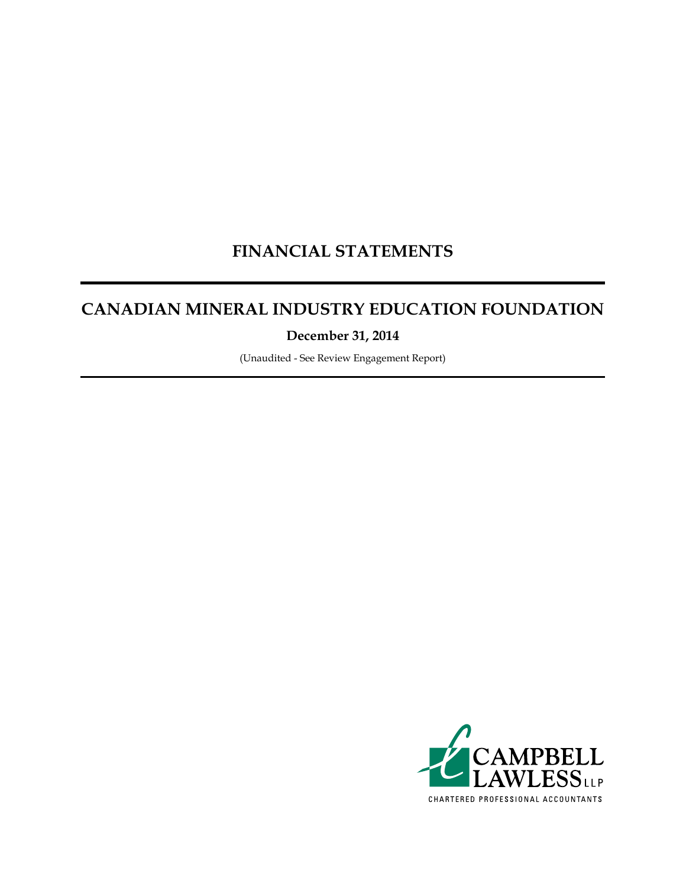# FINANCIAL STATEMENTS

# CANADIAN MINERAL INDUSTRY EDUCATION FOUNDATION

**December 31, 2014**

(Unaudited - See Review Engagement Report)

CAMPBELL LAWLESS LLP

CHARTERED PROFESSIONAL ACCOUNTANTS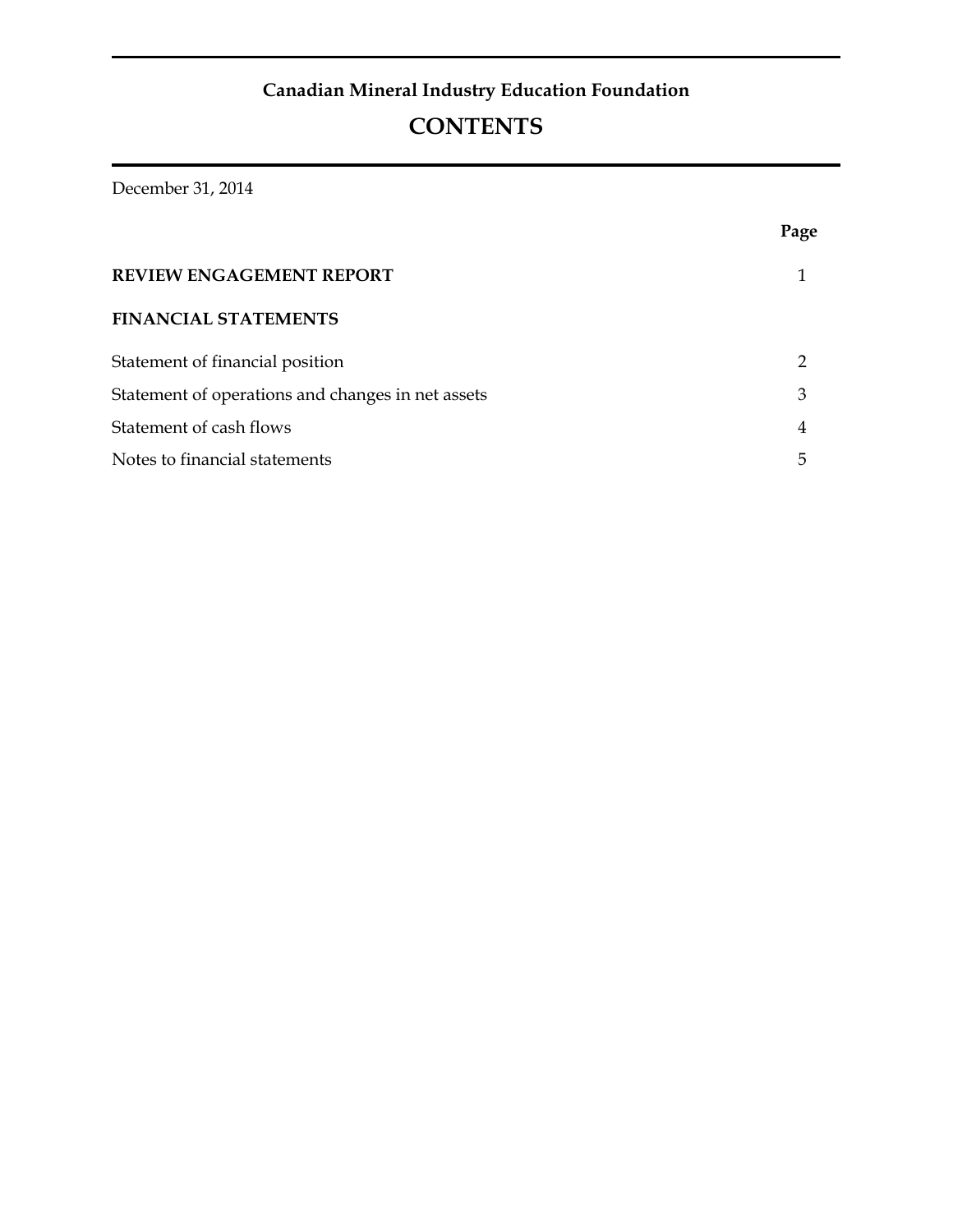**Canadian Mineral Industry Education Foundation**

# CONTENTS

December 31, 2014

| | Page |
|---|---|
| **REVIEW ENGAGEMENT REPORT** | 1 |
| **FINANCIAL STATEMENTS** | |
| Statement of financial position | 2 |
| Statement of operations and changes in net assets | 3 |
| Statement of cash flows | 4 |
| Notes to financial statements | 5 |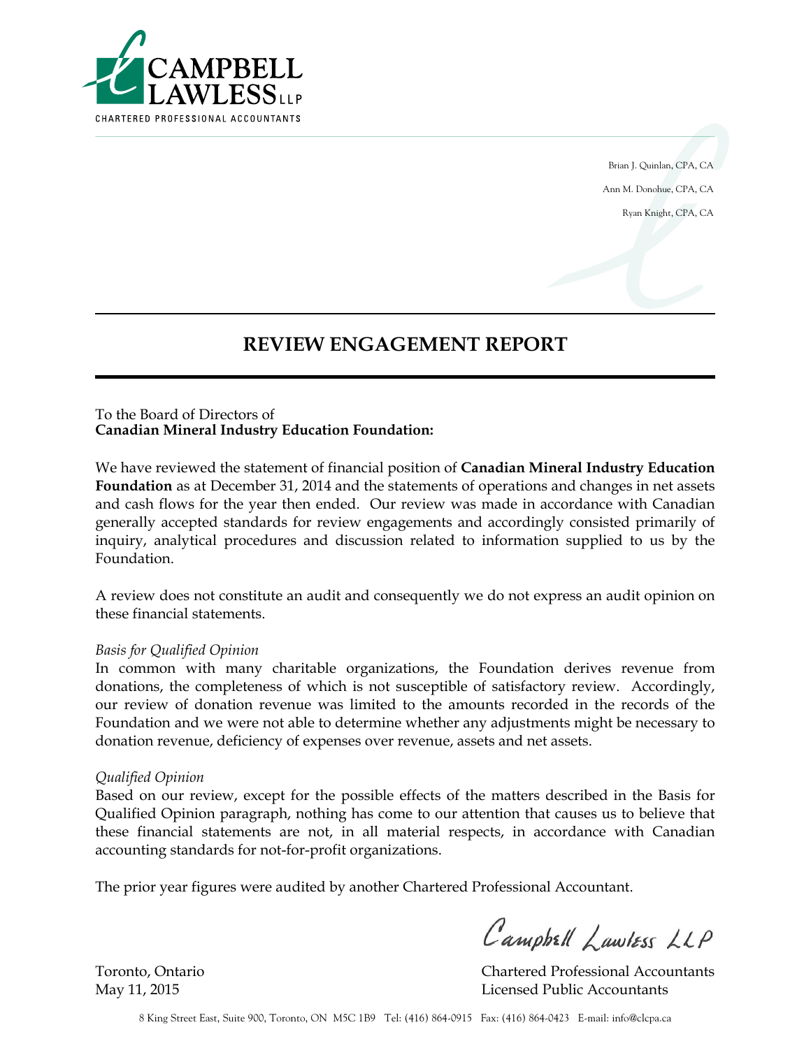CAMPBELL LAWLESS LLP

CHARTERED PROFESSIONAL ACCOUNTANTS

Brian J. Quinlan, CPA, CA

Ann M. Donohue, CPA, CA

Ryan Knight, CPA, CA

# REVIEW ENGAGEMENT REPORT

To the Board of Directors of
**Canadian Mineral Industry Education Foundation:**

We have reviewed the statement of financial position of **Canadian Mineral Industry Education Foundation** as at December 31, 2014 and the statements of operations and changes in net assets and cash flows for the year then ended. Our review was made in accordance with Canadian generally accepted standards for review engagements and accordingly consisted primarily of inquiry, analytical procedures and discussion related to information supplied to us by the Foundation.

A review does not constitute an audit and consequently we do not express an audit opinion on these financial statements.

*Basis for Qualified Opinion*
In common with many charitable organizations, the Foundation derives revenue from donations, the completeness of which is not susceptible of satisfactory review. Accordingly, our review of donation revenue was limited to the amounts recorded in the records of the Foundation and we were not able to determine whether any adjustments might be necessary to donation revenue, deficiency of expenses over revenue, assets and net assets.

*Qualified Opinion*
Based on our review, except for the possible effects of the matters described in the Basis for Qualified Opinion paragraph, nothing has come to our attention that causes us to believe that these financial statements are not, in all material respects, in accordance with Canadian accounting standards for not-for-profit organizations.

The prior year figures were audited by another Chartered Professional Accountant.

Campbell Lawless LLP

Toronto, Ontario
May 11, 2015

Chartered Professional Accountants
Licensed Public Accountants

8 King Street East, Suite 900, Toronto, ON M5C 1B9 Tel: (416) 864-0915 Fax: (416) 864-0423 E-mail: info@clcpa.ca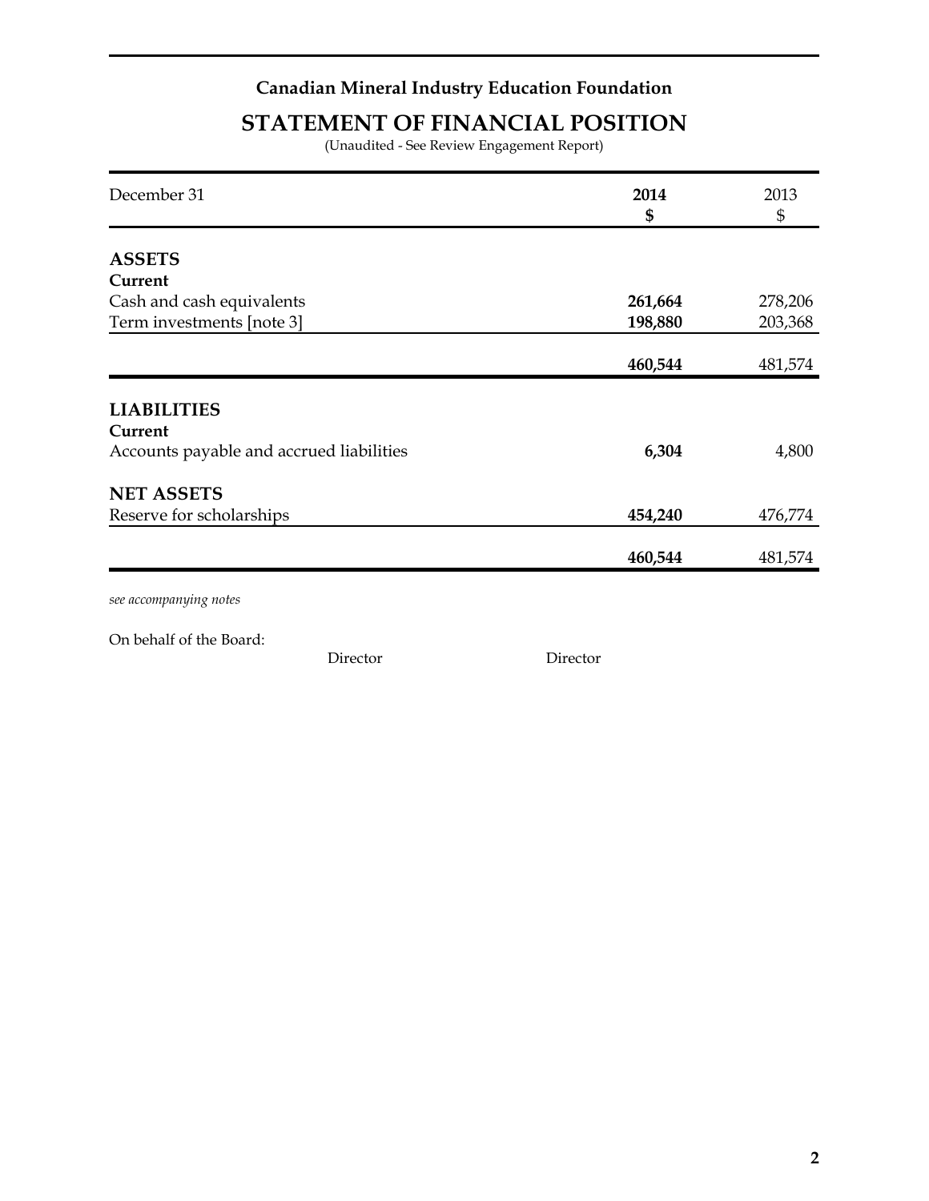# Canadian Mineral Industry Education Foundation

## STATEMENT OF FINANCIAL POSITION

(Unaudited - See Review Engagement Report)

| December 31 | **2014** **$** | 2013 $ |
|---|---|---|
| **ASSETS** | | |
| **Current** | | |
| Cash and cash equivalents | **261,664** | 278,206 |
| Term investments [note 3] | **198,880** | 203,368 |
| | **460,544** | 481,574 |
| **LIABILITIES** | | |
| **Current** | | |
| Accounts payable and accrued liabilities | **6,304** | 4,800 |
| **NET ASSETS** | | |
| Reserve for scholarships | **454,240** | 476,774 |
| | **460,544** | 481,574 |

*see accompanying notes*

On behalf of the Board:

Director Director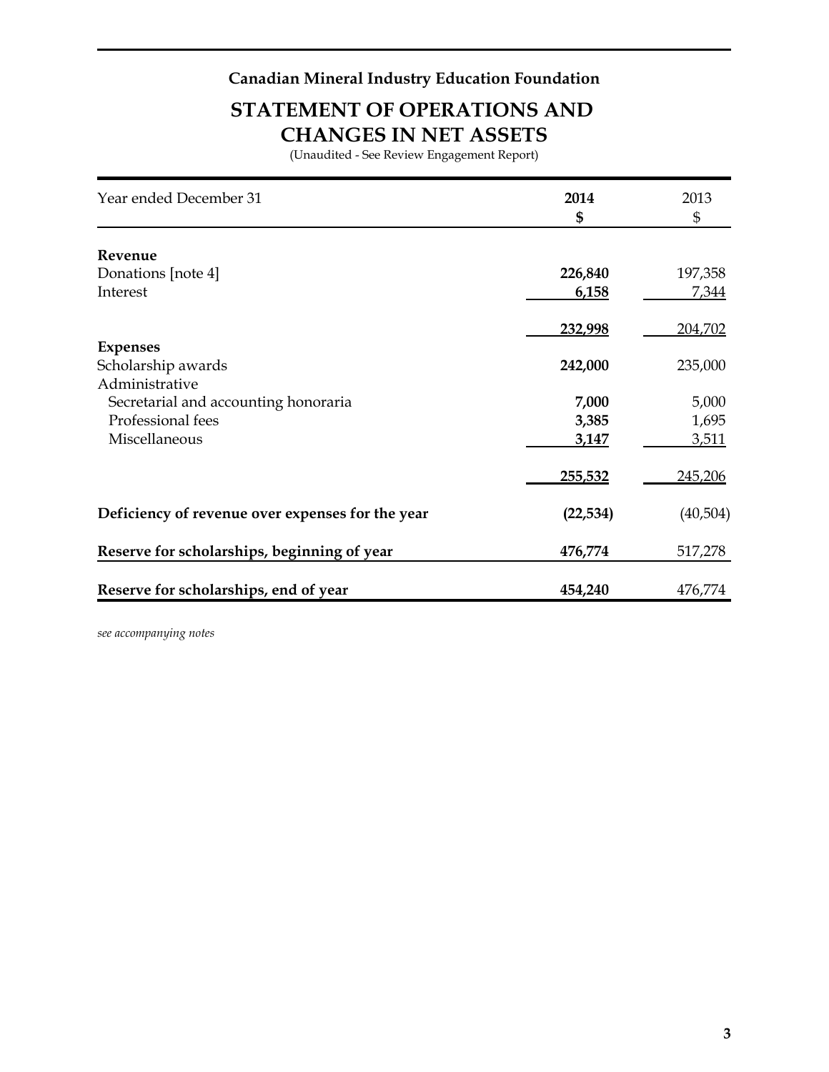**Canadian Mineral Industry Education Foundation**

# STATEMENT OF OPERATIONS AND CHANGES IN NET ASSETS

(Unaudited - See Review Engagement Report)

| Year ended December 31 | **2014** **$** | 2013 $ |
|---|---|---|
| **Revenue** | | |
| Donations [note 4] | **226,840** | 197,358 |
| Interest | **6,158** | 7,344 |
| | **232,998** | 204,702 |
| **Expenses** | | |
| Scholarship awards | **242,000** | 235,000 |
| Administrative | | |
| Secretarial and accounting honoraria | **7,000** | 5,000 |
| Professional fees | **3,385** | 1,695 |
| Miscellaneous | **3,147** | 3,511 |
| | **255,532** | 245,206 |
| **Deficiency of revenue over expenses for the year** | **(22,534)** | (40,504) |
| **Reserve for scholarships, beginning of year** | **476,774** | 517,278 |
| **Reserve for scholarships, end of year** | **454,240** | 476,774 |

*see accompanying notes*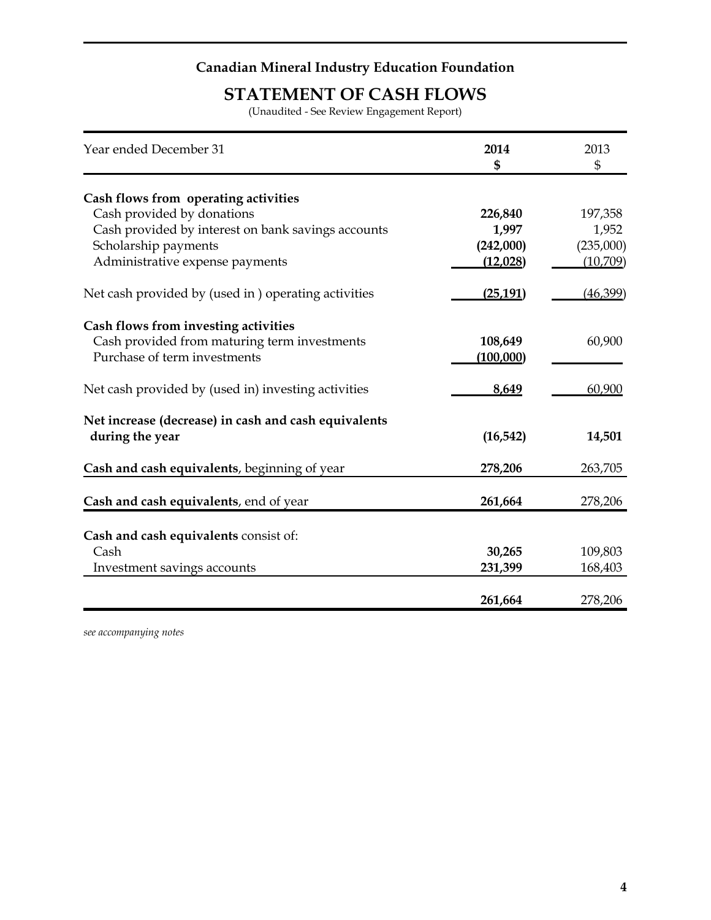# Canadian Mineral Industry Education Foundation

## STATEMENT OF CASH FLOWS

(Unaudited - See Review Engagement Report)

| Year ended December 31 | **2014** **$** | 2013 $ |
|---|---|---|
| **Cash flows from operating activities** | | |
| Cash provided by donations | **226,840** | 197,358 |
| Cash provided by interest on bank savings accounts | **1,997** | 1,952 |
| Scholarship payments | **(242,000)** | (235,000) |
| Administrative expense payments | **(12,028)** | (10,709) |
| Net cash provided by (used in ) operating activities | **(25,191)** | (46,399) |
| **Cash flows from investing activities** | | |
| Cash provided from maturing term investments | **108,649** | 60,900 |
| Purchase of term investments | **(100,000)** | |
| Net cash provided by (used in) investing activities | **8,649** | 60,900 |
| **Net increase (decrease) in cash and cash equivalents during the year** | **(16,542)** | **14,501** |
| **Cash and cash equivalents**, beginning of year | **278,206** | 263,705 |
| **Cash and cash equivalents**, end of year | **261,664** | 278,206 |
| **Cash and cash equivalents** consist of: | | |
| Cash | **30,265** | 109,803 |
| Investment savings accounts | **231,399** | 168,403 |
| | **261,664** | 278,206 |

*see accompanying notes*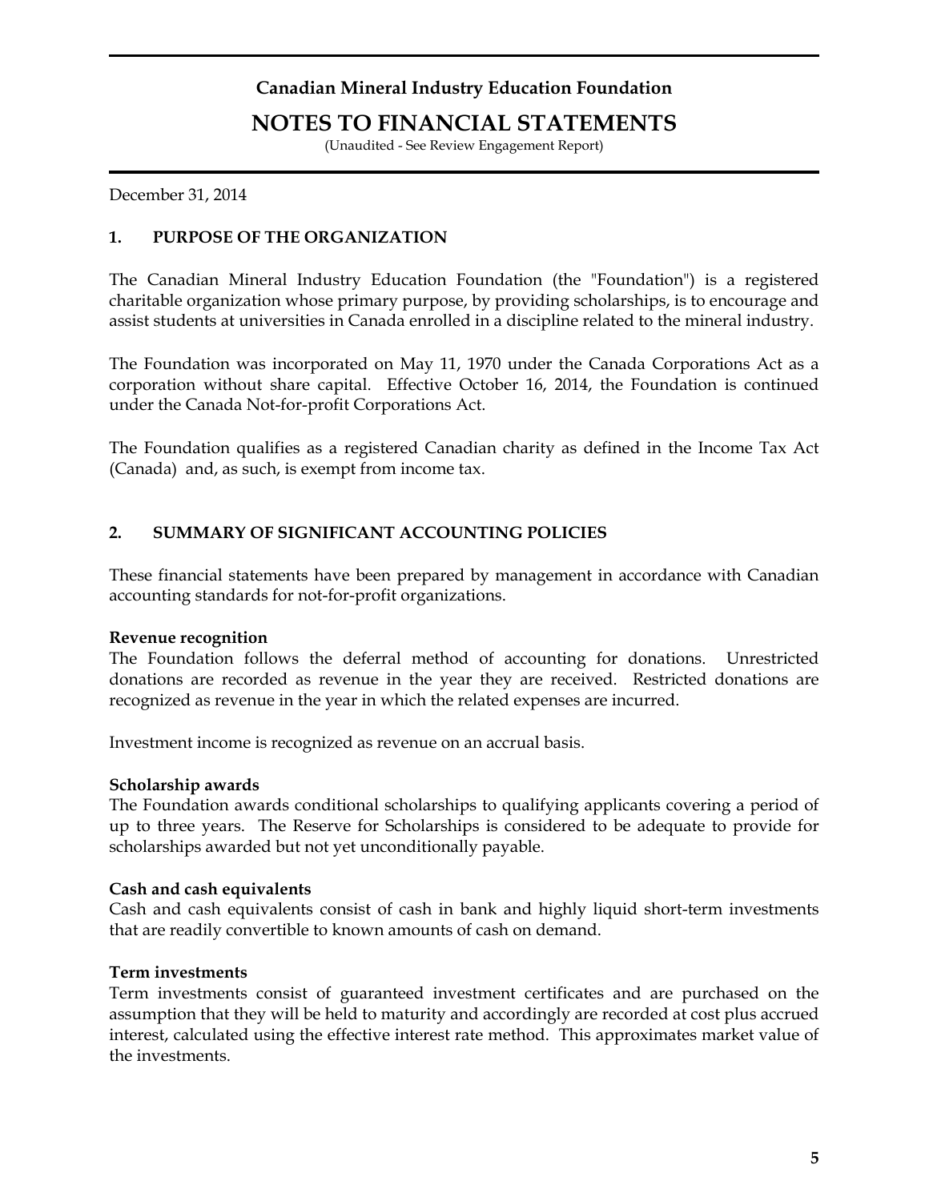# Canadian Mineral Industry Education Foundation

## NOTES TO FINANCIAL STATEMENTS

(Unaudited - See Review Engagement Report)

December 31, 2014

### 1. PURPOSE OF THE ORGANIZATION

The Canadian Mineral Industry Education Foundation (the "Foundation") is a registered charitable organization whose primary purpose, by providing scholarships, is to encourage and assist students at universities in Canada enrolled in a discipline related to the mineral industry.

The Foundation was incorporated on May 11, 1970 under the Canada Corporations Act as a corporation without share capital. Effective October 16, 2014, the Foundation is continued under the Canada Not-for-profit Corporations Act.

The Foundation qualifies as a registered Canadian charity as defined in the Income Tax Act (Canada) and, as such, is exempt from income tax.

### 2. SUMMARY OF SIGNIFICANT ACCOUNTING POLICIES

These financial statements have been prepared by management in accordance with Canadian accounting standards for not-for-profit organizations.

**Revenue recognition**
The Foundation follows the deferral method of accounting for donations. Unrestricted donations are recorded as revenue in the year they are received. Restricted donations are recognized as revenue in the year in which the related expenses are incurred.

Investment income is recognized as revenue on an accrual basis.

**Scholarship awards**
The Foundation awards conditional scholarships to qualifying applicants covering a period of up to three years. The Reserve for Scholarships is considered to be adequate to provide for scholarships awarded but not yet unconditionally payable.

**Cash and cash equivalents**
Cash and cash equivalents consist of cash in bank and highly liquid short-term investments that are readily convertible to known amounts of cash on demand.

**Term investments**
Term investments consist of guaranteed investment certificates and are purchased on the assumption that they will be held to maturity and accordingly are recorded at cost plus accrued interest, calculated using the effective interest rate method. This approximates market value of the investments.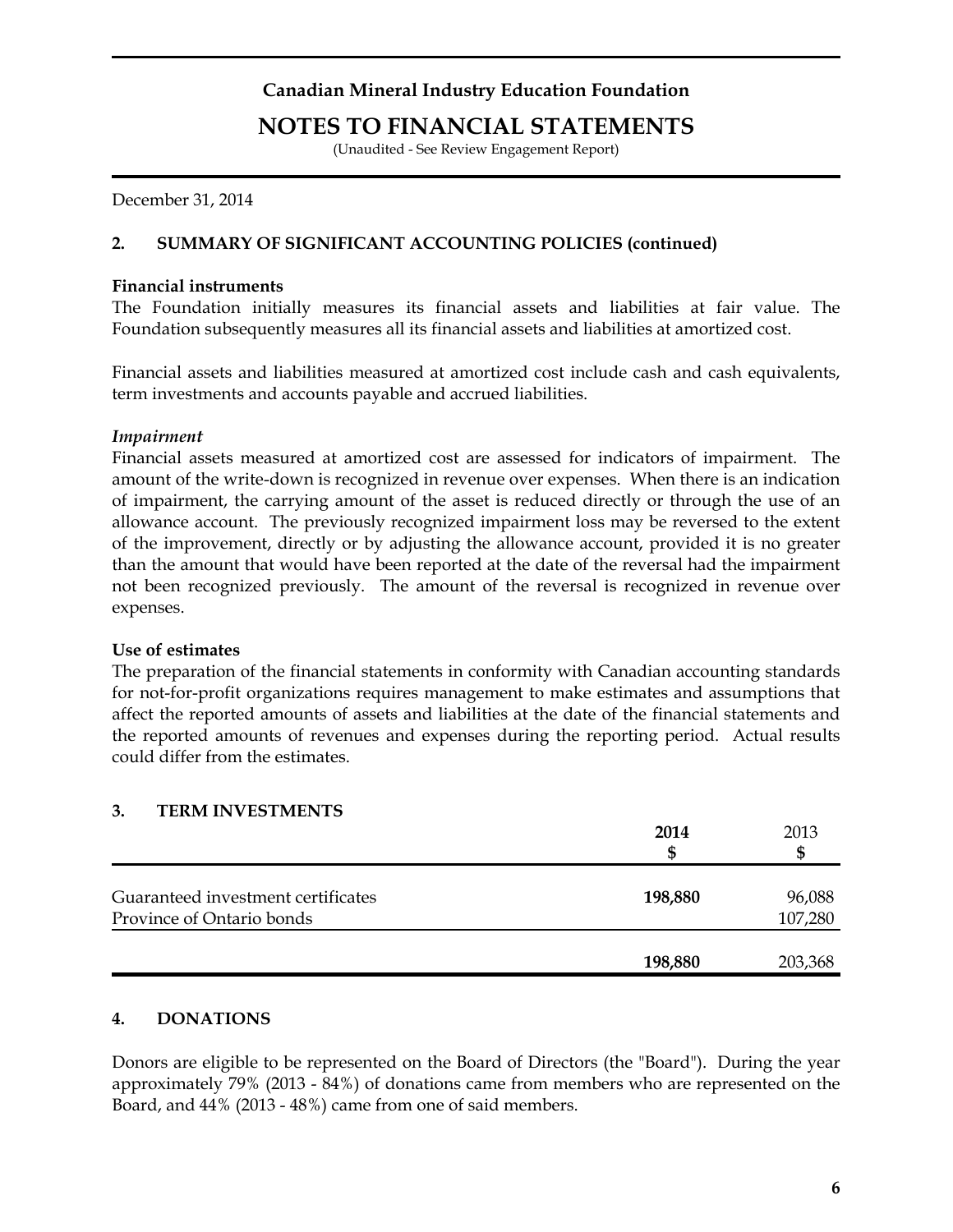# Canadian Mineral Industry Education Foundation

## NOTES TO FINANCIAL STATEMENTS

(Unaudited - See Review Engagement Report)

December 31, 2014

### 2. SUMMARY OF SIGNIFICANT ACCOUNTING POLICIES (continued)

**Financial instruments**

The Foundation initially measures its financial assets and liabilities at fair value. The Foundation subsequently measures all its financial assets and liabilities at amortized cost.

Financial assets and liabilities measured at amortized cost include cash and cash equivalents, term investments and accounts payable and accrued liabilities.

*Impairment*

Financial assets measured at amortized cost are assessed for indicators of impairment. The amount of the write-down is recognized in revenue over expenses. When there is an indication of impairment, the carrying amount of the asset is reduced directly or through the use of an allowance account. The previously recognized impairment loss may be reversed to the extent of the improvement, directly or by adjusting the allowance account, provided it is no greater than the amount that would have been reported at the date of the reversal had the impairment not been recognized previously. The amount of the reversal is recognized in revenue over expenses.

**Use of estimates**

The preparation of the financial statements in conformity with Canadian accounting standards for not-for-profit organizations requires management to make estimates and assumptions that affect the reported amounts of assets and liabilities at the date of the financial statements and the reported amounts of revenues and expenses during the reporting period. Actual results could differ from the estimates.

### 3. TERM INVESTMENTS

| | 2014 $ | 2013 $ |
|---|---|---|
| Guaranteed investment certificates | **198,880** | 96,088 |
| Province of Ontario bonds | | 107,280 |
| | **198,880** | 203,368 |

### 4. DONATIONS

Donors are eligible to be represented on the Board of Directors (the "Board"). During the year approximately 79% (2013 - 84%) of donations came from members who are represented on the Board, and 44% (2013 - 48%) came from one of said members.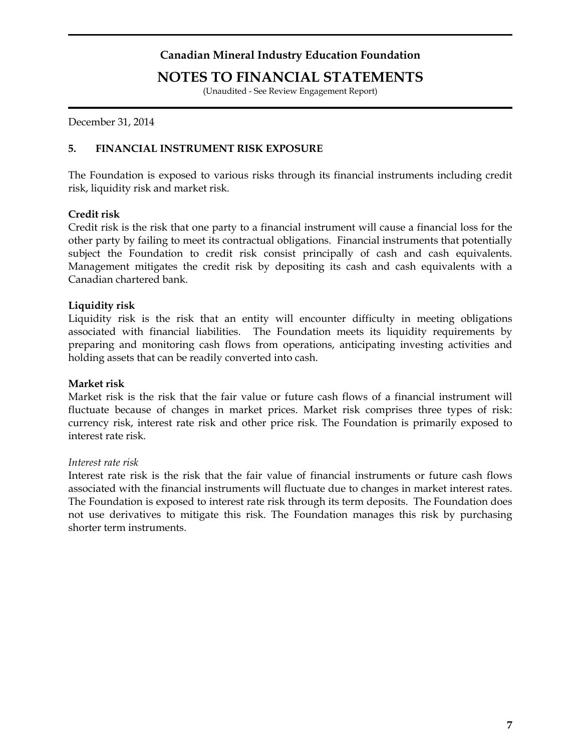**Canadian Mineral Industry Education Foundation**

# NOTES TO FINANCIAL STATEMENTS

(Unaudited - See Review Engagement Report)

December 31, 2014

## 5. FINANCIAL INSTRUMENT RISK EXPOSURE

The Foundation is exposed to various risks through its financial instruments including credit risk, liquidity risk and market risk.

**Credit risk**
Credit risk is the risk that one party to a financial instrument will cause a financial loss for the other party by failing to meet its contractual obligations. Financial instruments that potentially subject the Foundation to credit risk consist principally of cash and cash equivalents. Management mitigates the credit risk by depositing its cash and cash equivalents with a Canadian chartered bank.

**Liquidity risk**
Liquidity risk is the risk that an entity will encounter difficulty in meeting obligations associated with financial liabilities. The Foundation meets its liquidity requirements by preparing and monitoring cash flows from operations, anticipating investing activities and holding assets that can be readily converted into cash.

**Market risk**
Market risk is the risk that the fair value or future cash flows of a financial instrument will fluctuate because of changes in market prices. Market risk comprises three types of risk: currency risk, interest rate risk and other price risk. The Foundation is primarily exposed to interest rate risk.

*Interest rate risk*
Interest rate risk is the risk that the fair value of financial instruments or future cash flows associated with the financial instruments will fluctuate due to changes in market interest rates. The Foundation is exposed to interest rate risk through its term deposits. The Foundation does not use derivatives to mitigate this risk. The Foundation manages this risk by purchasing shorter term instruments.